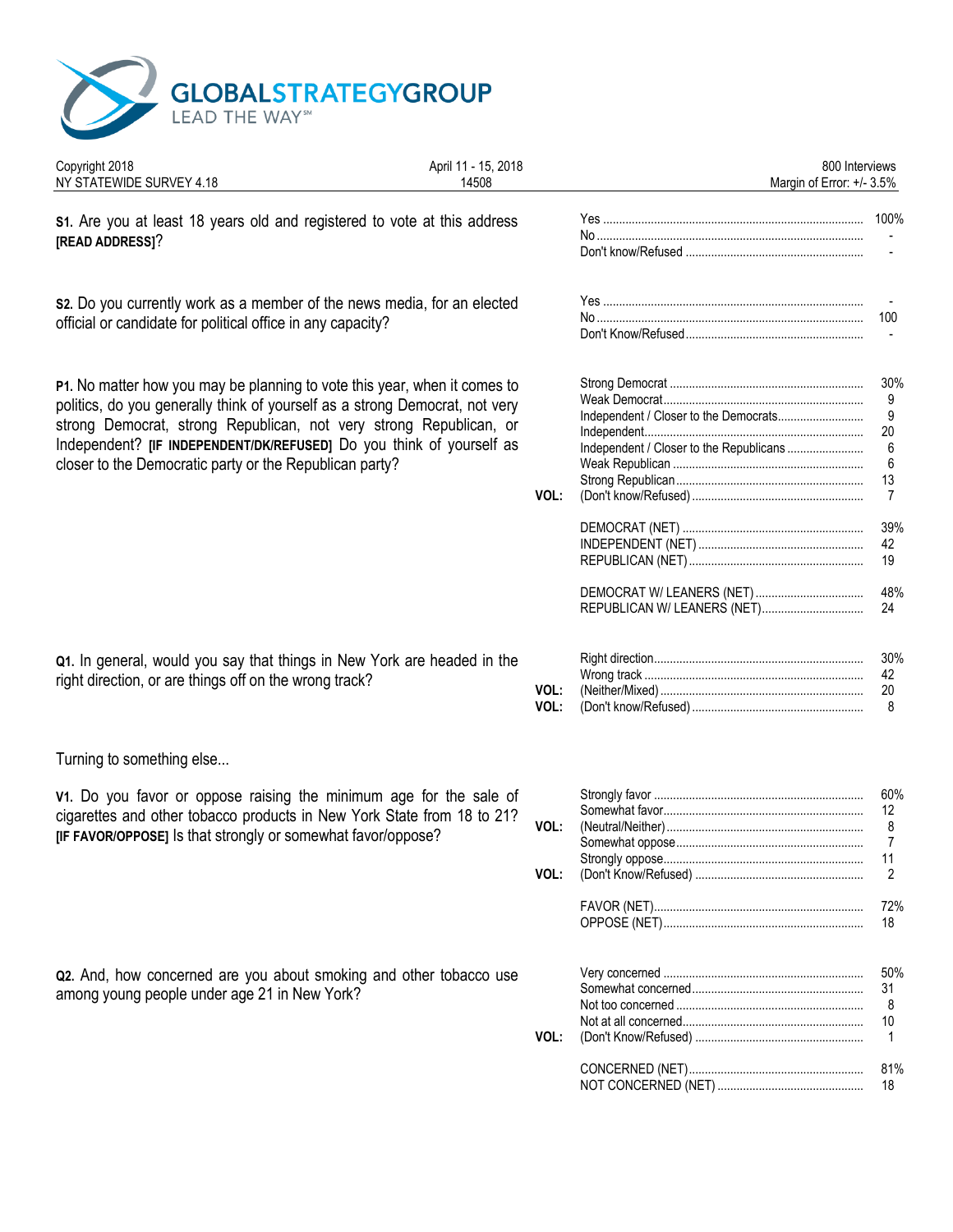GLOBALSTRATEGYGROUP
LEAD THE WAY℠

Copyright 2018
NY STATEWIDE SURVEY 4.18

April 11 - 15, 2018
14508

800 Interviews
Margin of Error: +/- 3.5%

**S1.** Are you at least 18 years old and registered to vote at this address **[READ ADDRESS]**?

| | | |
|---|---|---|
| | Yes | 100% |
| | No | - |
| | Don't know/Refused | - |

**S2.** Do you currently work as a member of the news media, for an elected official or candidate for political office in any capacity?

| | | |
|---|---|---|
| | Yes | - |
| | No | 100 |
| | Don't Know/Refused | - |

**P1.** No matter how you may be planning to vote this year, when it comes to politics, do you generally think of yourself as a strong Democrat, not very strong Democrat, strong Republican, not very strong Republican, or Independent? **[IF INDEPENDENT/DK/REFUSED]** Do you think of yourself as closer to the Democratic party or the Republican party?

| | | |
|---|---|---|
| | Strong Democrat | 30% |
| | Weak Democrat | 9 |
| | Independent / Closer to the Democrats | 9 |
| | Independent | 20 |
| | Independent / Closer to the Republicans | 6 |
| | Weak Republican | 6 |
| | Strong Republican | 13 |
| VOL: | (Don't know/Refused) | 7 |
| | | |
| | DEMOCRAT (NET) | 39% |
| | INDEPENDENT (NET) | 42 |
| | REPUBLICAN (NET) | 19 |
| | | |
| | DEMOCRAT W/ LEANERS (NET) | 48% |
| | REPUBLICAN W/ LEANERS (NET) | 24 |

**Q1.** In general, would you say that things in New York are headed in the right direction, or are things off on the wrong track?

| | | |
|---|---|---|
| | Right direction | 30% |
| | Wrong track | 42 |
| VOL: | (Neither/Mixed) | 20 |
| VOL: | (Don't know/Refused) | 8 |

Turning to something else...

**V1.** Do you favor or oppose raising the minimum age for the sale of cigarettes and other tobacco products in New York State from 18 to 21? **[IF FAVOR/OPPOSE]** Is that strongly or somewhat favor/oppose?

| | | |
|---|---|---|
| | Strongly favor | 60% |
| | Somewhat favor | 12 |
| VOL: | (Neutral/Neither) | 8 |
| | Somewhat oppose | 7 |
| | Strongly oppose | 11 |
| VOL: | (Don't Know/Refused) | 2 |
| | | |
| | FAVOR (NET) | 72% |
| | OPPOSE (NET) | 18 |

**Q2.** And, how concerned are you about smoking and other tobacco use among young people under age 21 in New York?

| | | |
|---|---|---|
| | Very concerned | 50% |
| | Somewhat concerned | 31 |
| | Not too concerned | 8 |
| | Not at all concerned | 10 |
| VOL: | (Don't Know/Refused) | 1 |
| | | |
| | CONCERNED (NET) | 81% |
| | NOT CONCERNED (NET) | 18 |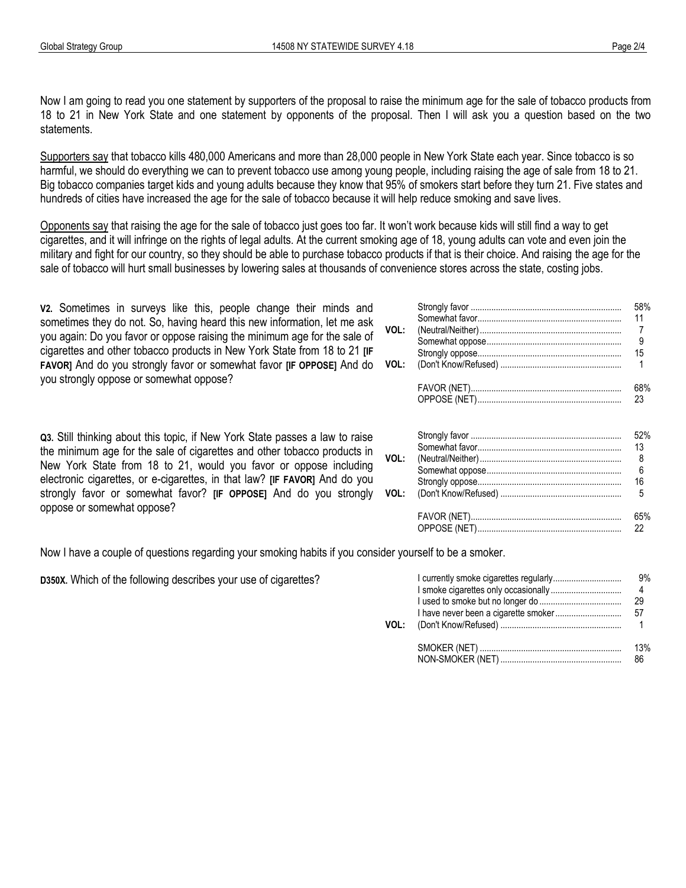Now I am going to read you one statement by supporters of the proposal to raise the minimum age for the sale of tobacco products from 18 to 21 in New York State and one statement by opponents of the proposal. Then I will ask you a question based on the two statements.

Supporters say that tobacco kills 480,000 Americans and more than 28,000 people in New York State each year. Since tobacco is so harmful, we should do everything we can to prevent tobacco use among young people, including raising the age of sale from 18 to 21. Big tobacco companies target kids and young adults because they know that 95% of smokers start before they turn 21. Five states and hundreds of cities have increased the age for the sale of tobacco because it will help reduce smoking and save lives.

Opponents say that raising the age for the sale of tobacco just goes too far. It won't work because kids will still find a way to get cigarettes, and it will infringe on the rights of legal adults. At the current smoking age of 18, young adults can vote and even join the military and fight for our country, so they should be able to purchase tobacco products if that is their choice. And raising the age for the sale of tobacco will hurt small businesses by lowering sales at thousands of convenience stores across the state, costing jobs.

**V2.** Sometimes in surveys like this, people change their minds and sometimes they do not. So, having heard this new information, let me ask you again: Do you favor or oppose raising the minimum age for the sale of cigarettes and other tobacco products in New York State from 18 to 21 **[IF FAVOR]** And do you strongly favor or somewhat favor **[IF OPPOSE]** And do you strongly oppose or somewhat oppose?

| | Response | % |
|---|---|---|
| | Strongly favor | 58% |
| | Somewhat favor | 11 |
| VOL: | (Neutral/Neither) | 7 |
| | Somewhat oppose | 9 |
| | Strongly oppose | 15 |
| VOL: | (Don't Know/Refused) | 1 |
| | FAVOR (NET) | 68% |
| | OPPOSE (NET) | 23 |

**Q3.** Still thinking about this topic, if New York State passes a law to raise the minimum age for the sale of cigarettes and other tobacco products in New York State from 18 to 21, would you favor or oppose including electronic cigarettes, or e-cigarettes, in that law? **[IF FAVOR]** And do you strongly favor or somewhat favor? **[IF OPPOSE]** And do you strongly oppose or somewhat oppose?

| | Response | % |
|---|---|---|
| | Strongly favor | 52% |
| | Somewhat favor | 13 |
| VOL: | (Neutral/Neither) | 8 |
| | Somewhat oppose | 6 |
| | Strongly oppose | 16 |
| VOL: | (Don't Know/Refused) | 5 |
| | FAVOR (NET) | 65% |
| | OPPOSE (NET) | 22 |

Now I have a couple of questions regarding your smoking habits if you consider yourself to be a smoker.

**D350X.** Which of the following describes your use of cigarettes?

| | Response | % |
|---|---|---|
| | I currently smoke cigarettes regularly | 9% |
| | I smoke cigarettes only occasionally | 4 |
| | I used to smoke but no longer do | 29 |
| | I have never been a cigarette smoker | 57 |
| VOL: | (Don't Know/Refused) | 1 |
| | SMOKER (NET) | 13% |
| | NON-SMOKER (NET) | 86 |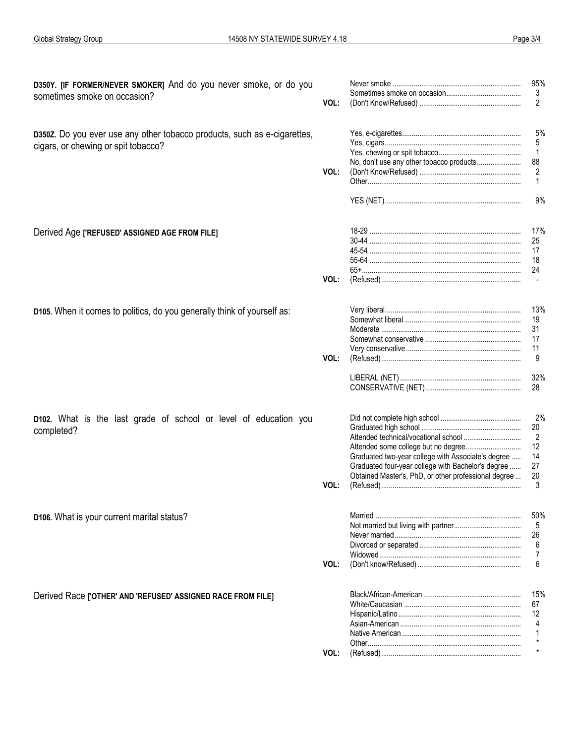**D350Y. [IF FORMER/NEVER SMOKER]** And do you never smoke, or do you sometimes smoke on occasion?

| | | |
|---|---|---|
| | Never smoke | 95% |
| | Sometimes smoke on occasion | 3 |
| VOL: | (Don't Know/Refused) | 2 |

**D350Z.** Do you ever use any other tobacco products, such as e-cigarettes, cigars, or chewing or spit tobacco?

| | | |
|---|---|---|
| | Yes, e-cigarettes | 5% |
| | Yes, cigars | 5 |
| | Yes, chewing or spit tobacco | 1 |
| | No, don't use any other tobacco products | 88 |
| VOL: | (Don't Know/Refused) | 2 |
| | Other | 1 |
| | | |
| | YES (NET) | 9% |

Derived Age **['REFUSED' ASSIGNED AGE FROM FILE]**

| | | |
|---|---|---|
| | 18-29 | 17% |
| | 30-44 | 25 |
| | 45-54 | 17 |
| | 55-64 | 18 |
| | 65+ | 24 |
| VOL: | (Refused) | - |

**D105.** When it comes to politics, do you generally think of yourself as:

| | | |
|---|---|---|
| | Very liberal | 13% |
| | Somewhat liberal | 19 |
| | Moderate | 31 |
| | Somewhat conservative | 17 |
| | Very conservative | 11 |
| VOL: | (Refused) | 9 |
| | | |
| | LIBERAL (NET) | 32% |
| | CONSERVATIVE (NET) | 28 |

**D102.** What is the last grade of school or level of education you completed?

| | | |
|---|---|---|
| | Did not complete high school | 2% |
| | Graduated high school | 20 |
| | Attended technical/vocational school | 2 |
| | Attended some college but no degree | 12 |
| | Graduated two-year college with Associate's degree | 14 |
| | Graduated four-year college with Bachelor's degree | 27 |
| | Obtained Master's, PhD, or other professional degree | 20 |
| VOL: | (Refused) | 3 |

**D106.** What is your current marital status?

| | | |
|---|---|---|
| | Married | 50% |
| | Not married but living with partner | 5 |
| | Never married | 26 |
| | Divorced or separated | 6 |
| | Widowed | 7 |
| VOL: | (Don't know/Refused) | 6 |

Derived Race **['OTHER' AND 'REFUSED' ASSIGNED RACE FROM FILE]**

| | | |
|---|---|---|
| | Black/African-American | 15% |
| | White/Caucasian | 67 |
| | Hispanic/Latino | 12 |
| | Asian-American | 4 |
| | Native American | 1 |
| | Other | * |
| VOL: | (Refused) | * |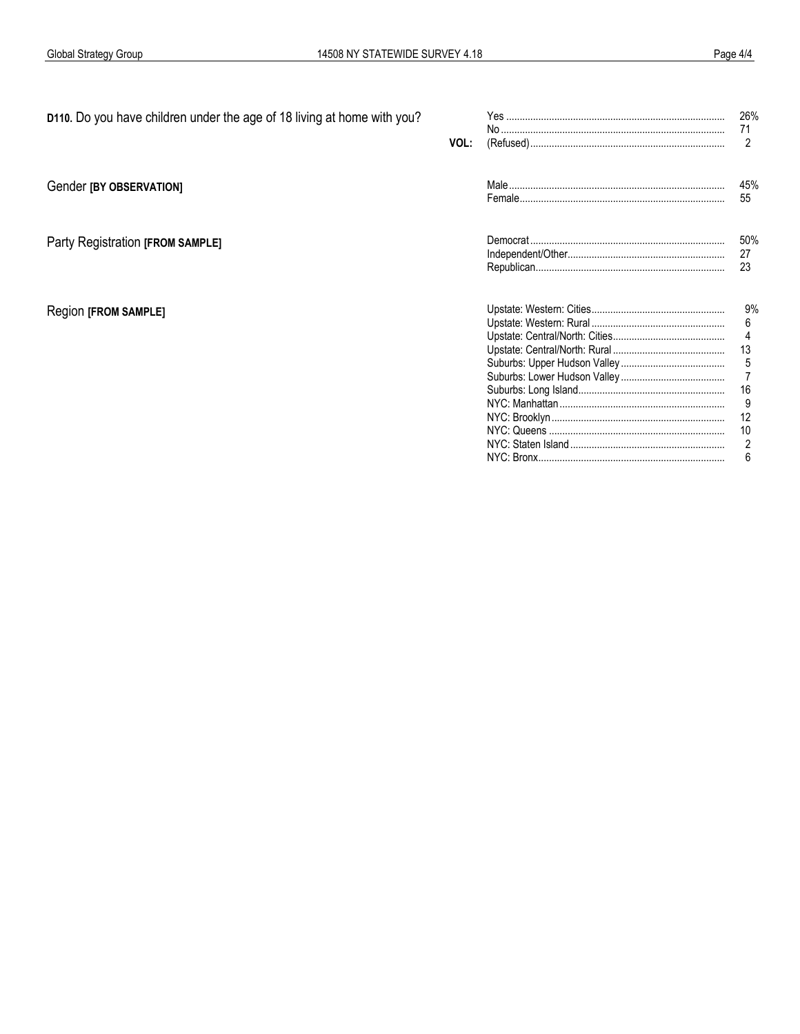**D110.** Do you have children under the age of 18 living at home with you?

| | | |
|---|---|---|
| | Yes | 26% |
| | No | 71 |
| VOL: | (Refused) | 2 |

Gender **[BY OBSERVATION]**

| | |
|---|---|
| Male | 45% |
| Female | 55 |

Party Registration **[FROM SAMPLE]**

| | |
|---|---|
| Democrat | 50% |
| Independent/Other | 27 |
| Republican | 23 |

Region **[FROM SAMPLE]**

| | |
|---|---|
| Upstate: Western: Cities | 9% |
| Upstate: Western: Rural | 6 |
| Upstate: Central/North: Cities | 4 |
| Upstate: Central/North: Rural | 13 |
| Suburbs: Upper Hudson Valley | 5 |
| Suburbs: Lower Hudson Valley | 7 |
| Suburbs: Long Island | 16 |
| NYC: Manhattan | 9 |
| NYC: Brooklyn | 12 |
| NYC: Queens | 10 |
| NYC: Staten Island | 2 |
| NYC: Bronx | 6 |